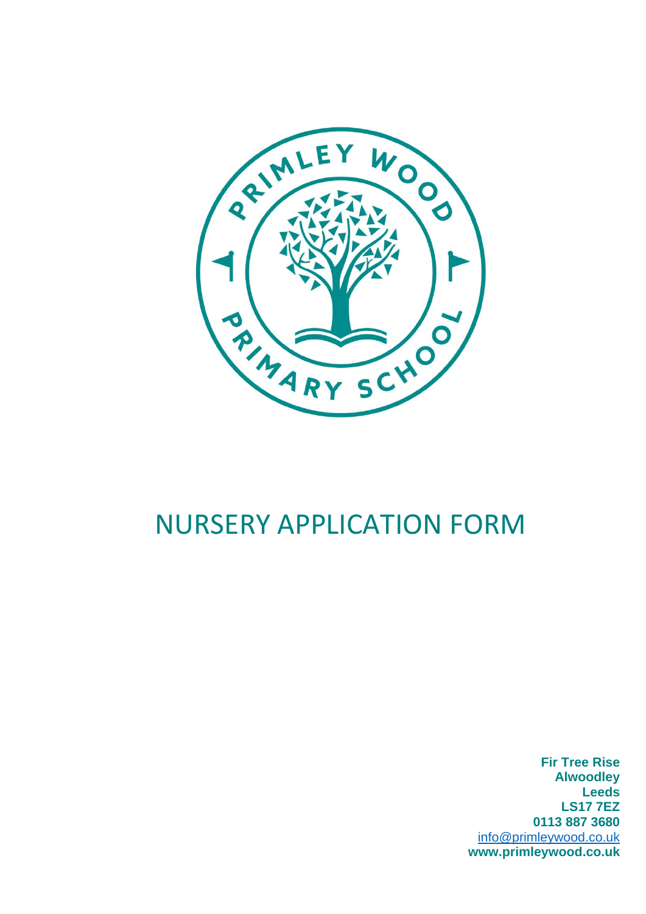# NURSERY APPLICATION FORM

**Fir Tree Rise**
**Alwoodley**
**Leeds**
**LS17 7EZ**
**0113 887 3680**
info@primleywood.co.uk
**www.primleywood.co.uk**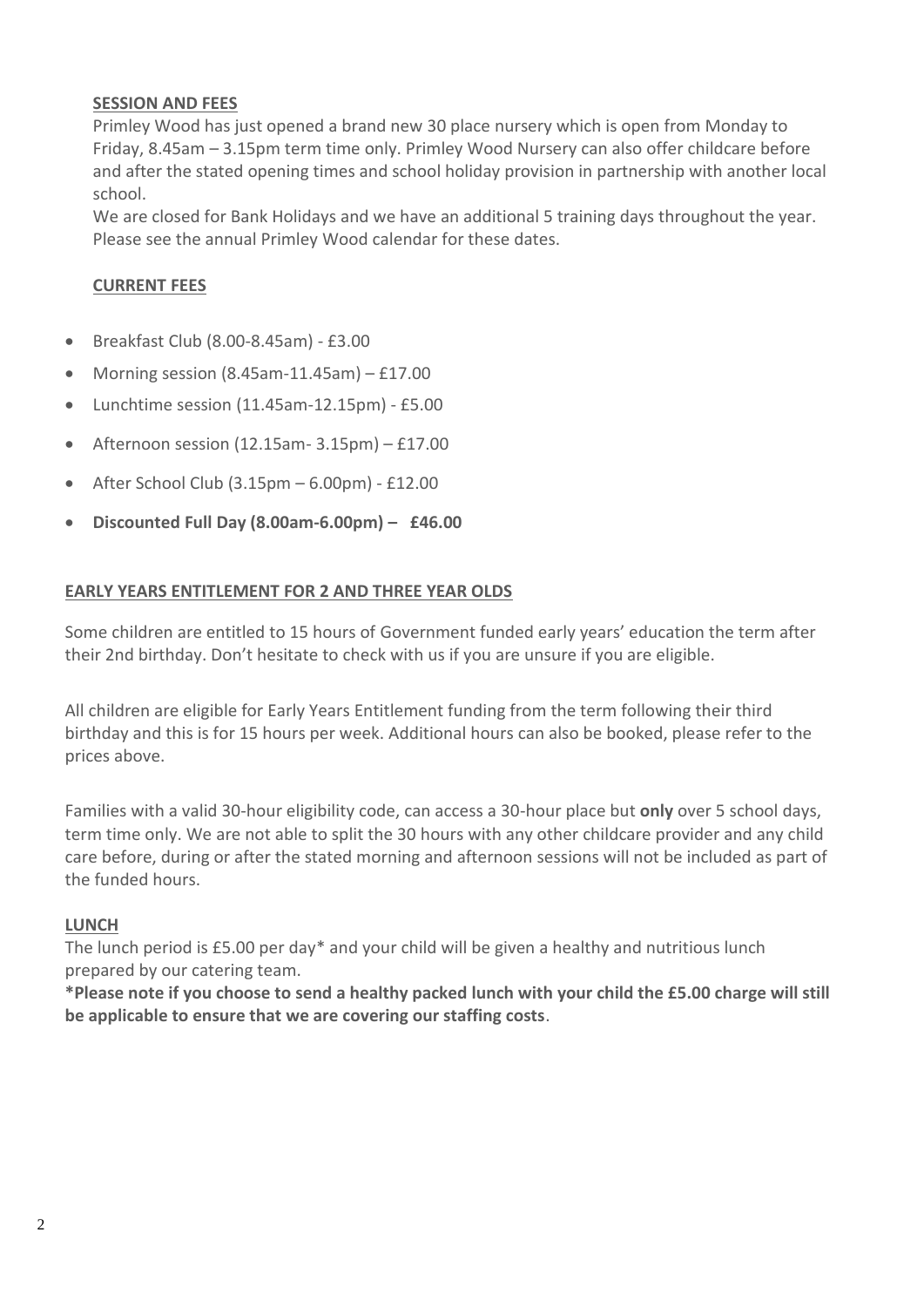## SESSION AND FEES

Primley Wood has just opened a brand new 30 place nursery which is open from Monday to Friday, 8.45am – 3.15pm term time only. Primley Wood Nursery can also offer childcare before and after the stated opening times and school holiday provision in partnership with another local school.

We are closed for Bank Holidays and we have an additional 5 training days throughout the year. Please see the annual Primley Wood calendar for these dates.

## CURRENT FEES

- Breakfast Club (8.00-8.45am) - £3.00
- Morning session (8.45am-11.45am) – £17.00
- Lunchtime session (11.45am-12.15pm) - £5.00
- Afternoon session (12.15am- 3.15pm) – £17.00
- After School Club (3.15pm – 6.00pm) - £12.00
- **Discounted Full Day (8.00am-6.00pm) – £46.00**

## EARLY YEARS ENTITLEMENT FOR 2 AND THREE YEAR OLDS

Some children are entitled to 15 hours of Government funded early years' education the term after their 2nd birthday. Don't hesitate to check with us if you are unsure if you are eligible.

All children are eligible for Early Years Entitlement funding from the term following their third birthday and this is for 15 hours per week. Additional hours can also be booked, please refer to the prices above.

Families with a valid 30-hour eligibility code, can access a 30-hour place but **only** over 5 school days, term time only. We are not able to split the 30 hours with any other childcare provider and any child care before, during or after the stated morning and afternoon sessions will not be included as part of the funded hours.

## LUNCH

The lunch period is £5.00 per day* and your child will be given a healthy and nutritious lunch prepared by our catering team.

**\*Please note if you choose to send a healthy packed lunch with your child the £5.00 charge will still be applicable to ensure that we are covering our staffing costs**.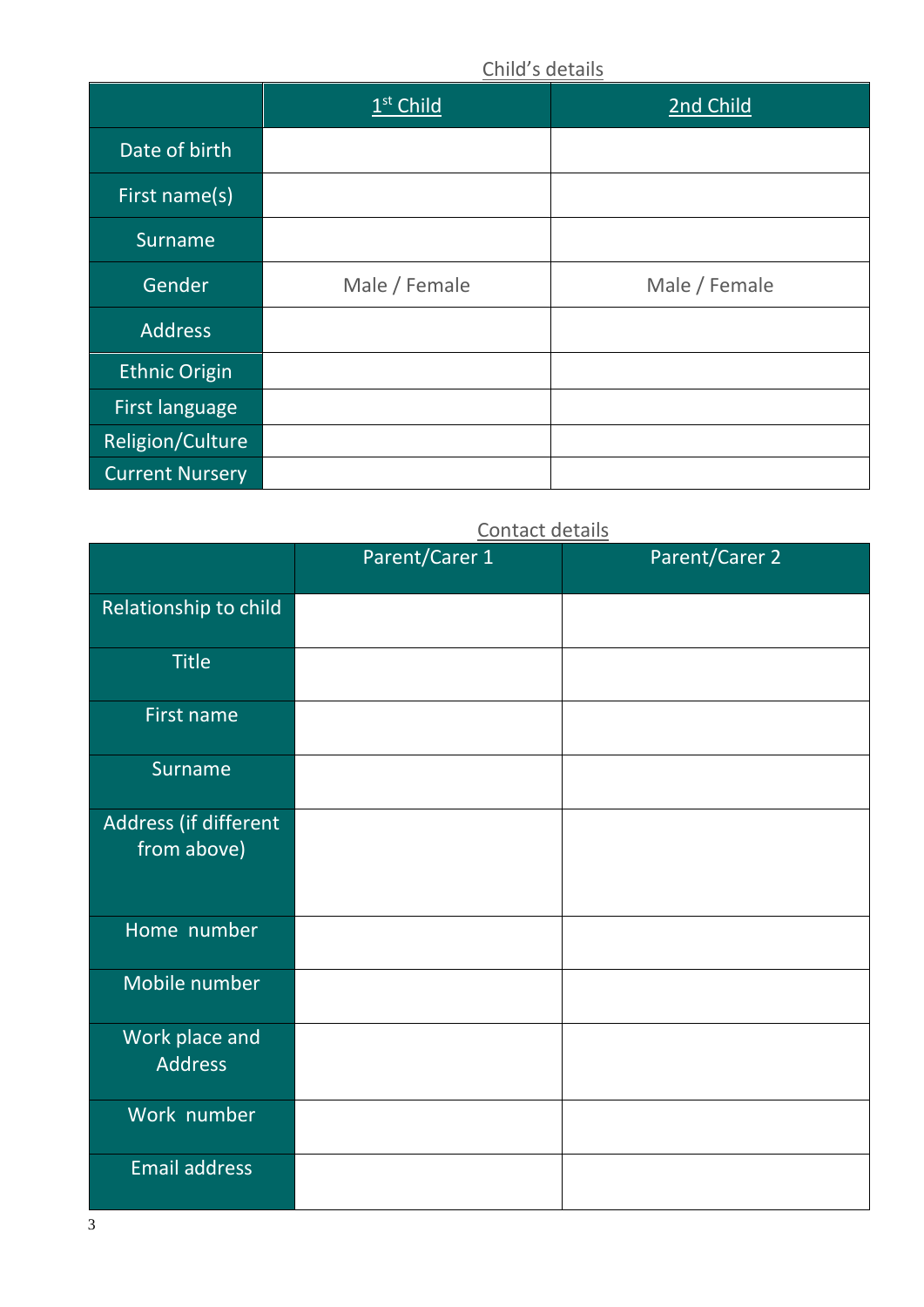## Child's details

| | 1st Child | 2nd Child |
|---|---|---|
| Date of birth | | |
| First name(s) | | |
| Surname | | |
| Gender | Male / Female | Male / Female |
| Address | | |
| Ethnic Origin | | |
| First language | | |
| Religion/Culture | | |
| Current Nursery | | |

## Contact details

| | Parent/Carer 1 | Parent/Carer 2 |
|---|---|---|
| Relationship to child | | |
| Title | | |
| First name | | |
| Surname | | |
| Address (if different from above) | | |
| Home number | | |
| Mobile number | | |
| Work place and Address | | |
| Work number | | |
| Email address | | |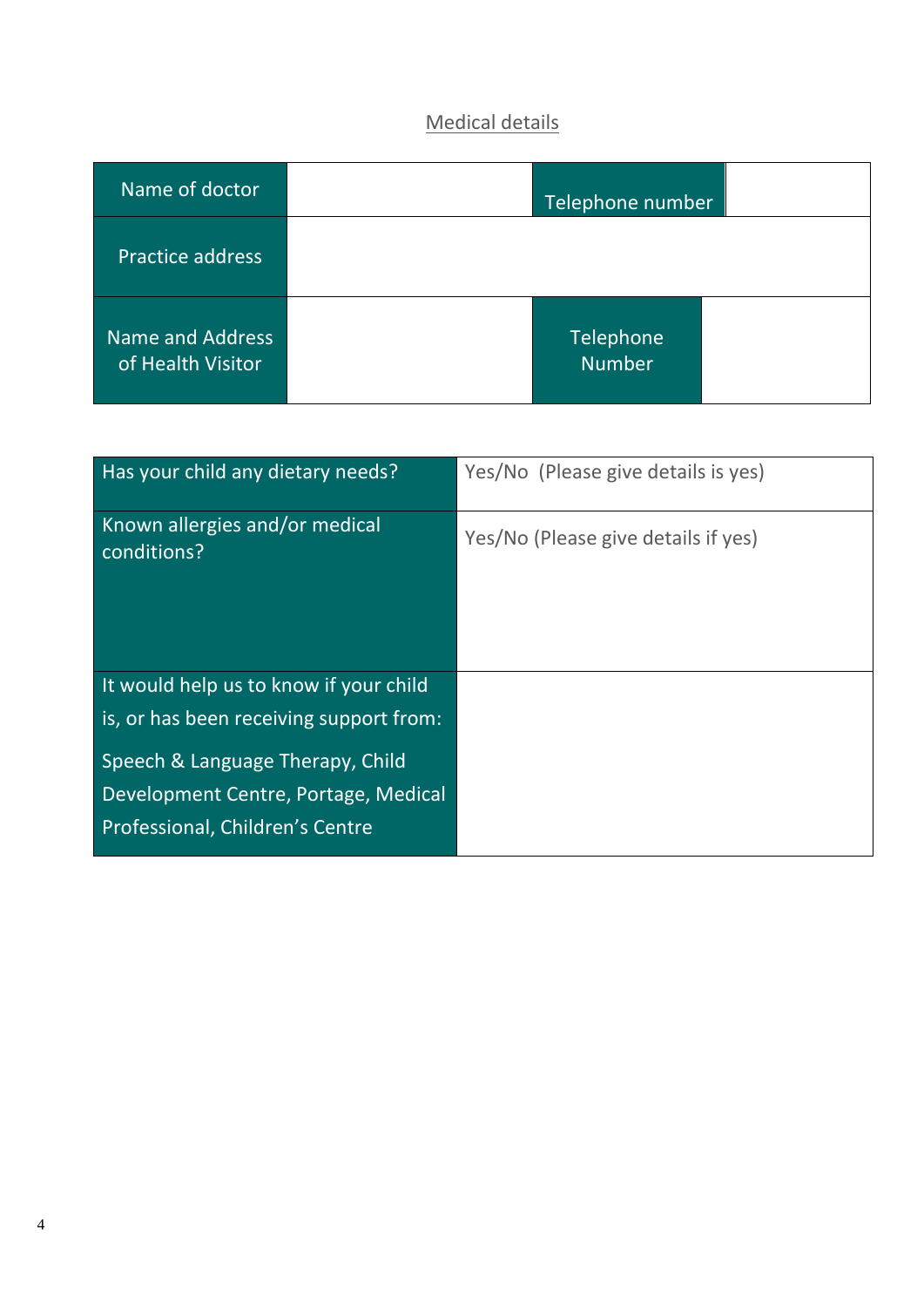## Medical details

| Name of doctor | | Telephone number | |
|---|---|---|---|
| Practice address | | | |
| Name and Address of Health Visitor | | Telephone Number | |

| Has your child any dietary needs? | Yes/No (Please give details is yes) |
|---|---|
| Known allergies and/or medical conditions? | Yes/No (Please give details if yes) |
| It would help us to know if your child is, or has been receiving support from:<br><br>Speech & Language Therapy, Child Development Centre, Portage, Medical Professional, Children's Centre | |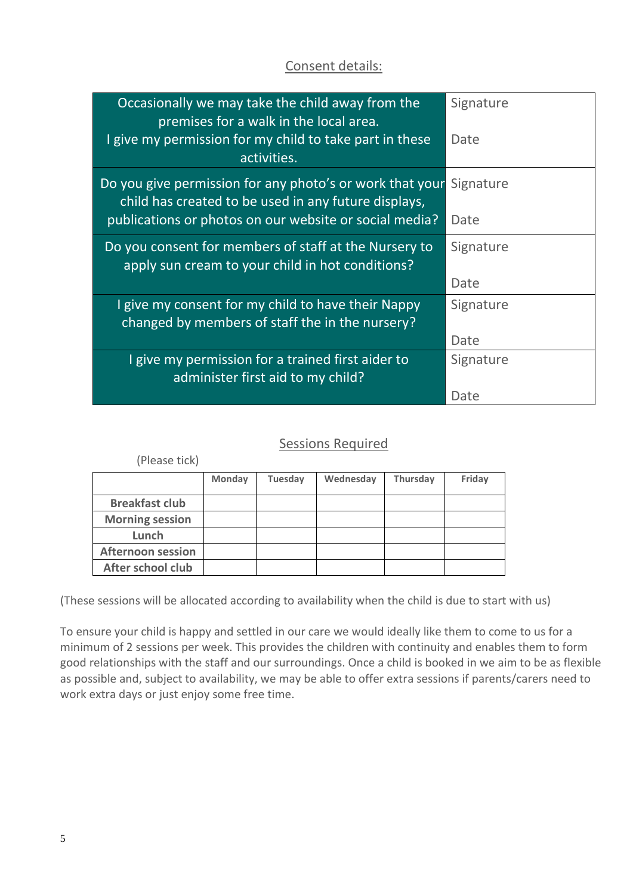## Consent details:

| | |
|---|---|
| Occasionally we may take the child away from the premises for a walk in the local area. I give my permission for my child to take part in these activities. | Signature<br><br>Date |
| Do you give permission for any photo's or work that your child has created to be used in any future displays, publications or photos on our website or social media? | Signature<br><br>Date |
| Do you consent for members of staff at the Nursery to apply sun cream to your child in hot conditions? | Signature<br><br>Date |
| I give my consent for my child to have their Nappy changed by members of staff the in the nursery? | Signature<br><br>Date |
| I give my permission for a trained first aider to administer first aid to my child? | Signature<br><br>Date |

## Sessions Required

(Please tick)

| | Monday | Tuesday | Wednesday | Thursday | Friday |
|---|---|---|---|---|---|
| **Breakfast club** | | | | | |
| **Morning session** | | | | | |
| **Lunch** | | | | | |
| **Afternoon session** | | | | | |
| **After school club** | | | | | |

(These sessions will be allocated according to availability when the child is due to start with us)

To ensure your child is happy and settled in our care we would ideally like them to come to us for a minimum of 2 sessions per week. This provides the children with continuity and enables them to form good relationships with the staff and our surroundings. Once a child is booked in we aim to be as flexible as possible and, subject to availability, we may be able to offer extra sessions if parents/carers need to work extra days or just enjoy some free time.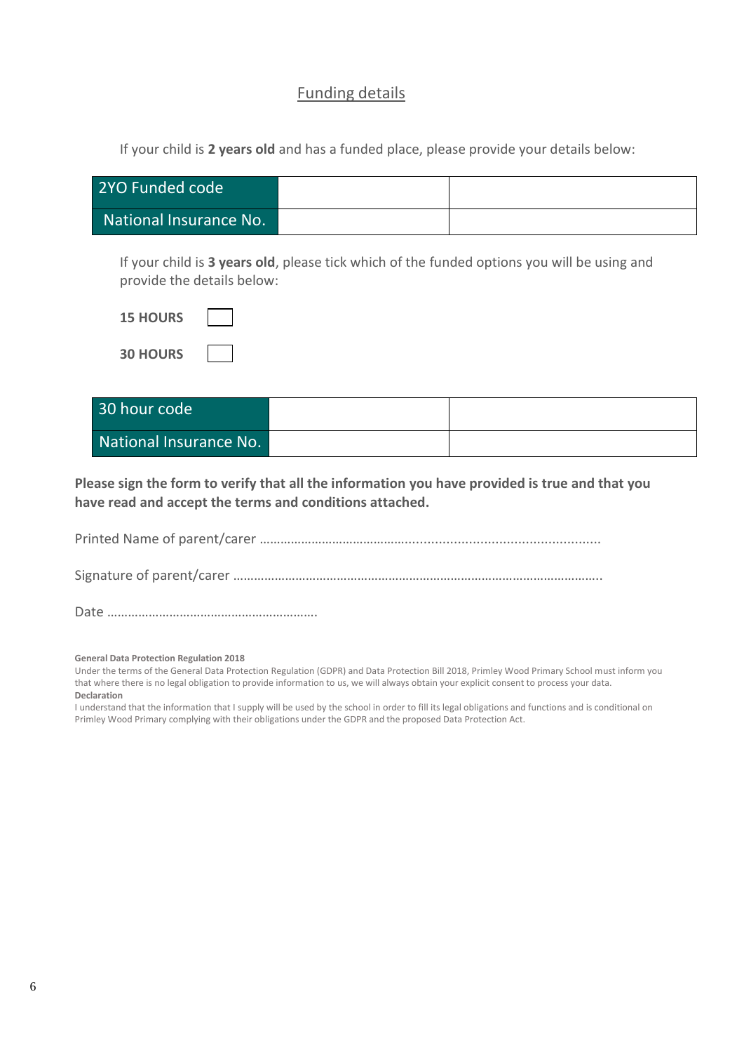## Funding details

If your child is **2 years old** and has a funded place, please provide your details below:

| | | |
|---|---|---|
| 2YO Funded code | | |
| National Insurance No. | | |

If your child is **3 years old**, please tick which of the funded options you will be using and provide the details below:

**15 HOURS** ☐

**30 HOURS** ☐

| | | |
|---|---|---|
| 30 hour code | | |
| National Insurance No. | | |

**Please sign the form to verify that all the information you have provided is true and that you have read and accept the terms and conditions attached.**

Printed Name of parent/carer ………………………………………...............................................

Signature of parent/carer ……………………………………………………………………………………………..

Date ………………………………………………….

**General Data Protection Regulation 2018**

Under the terms of the General Data Protection Regulation (GDPR) and Data Protection Bill 2018, Primley Wood Primary School must inform you that where there is no legal obligation to provide information to us, we will always obtain your explicit consent to process your data.

**Declaration**

I understand that the information that I supply will be used by the school in order to fill its legal obligations and functions and is conditional on Primley Wood Primary complying with their obligations under the GDPR and the proposed Data Protection Act.